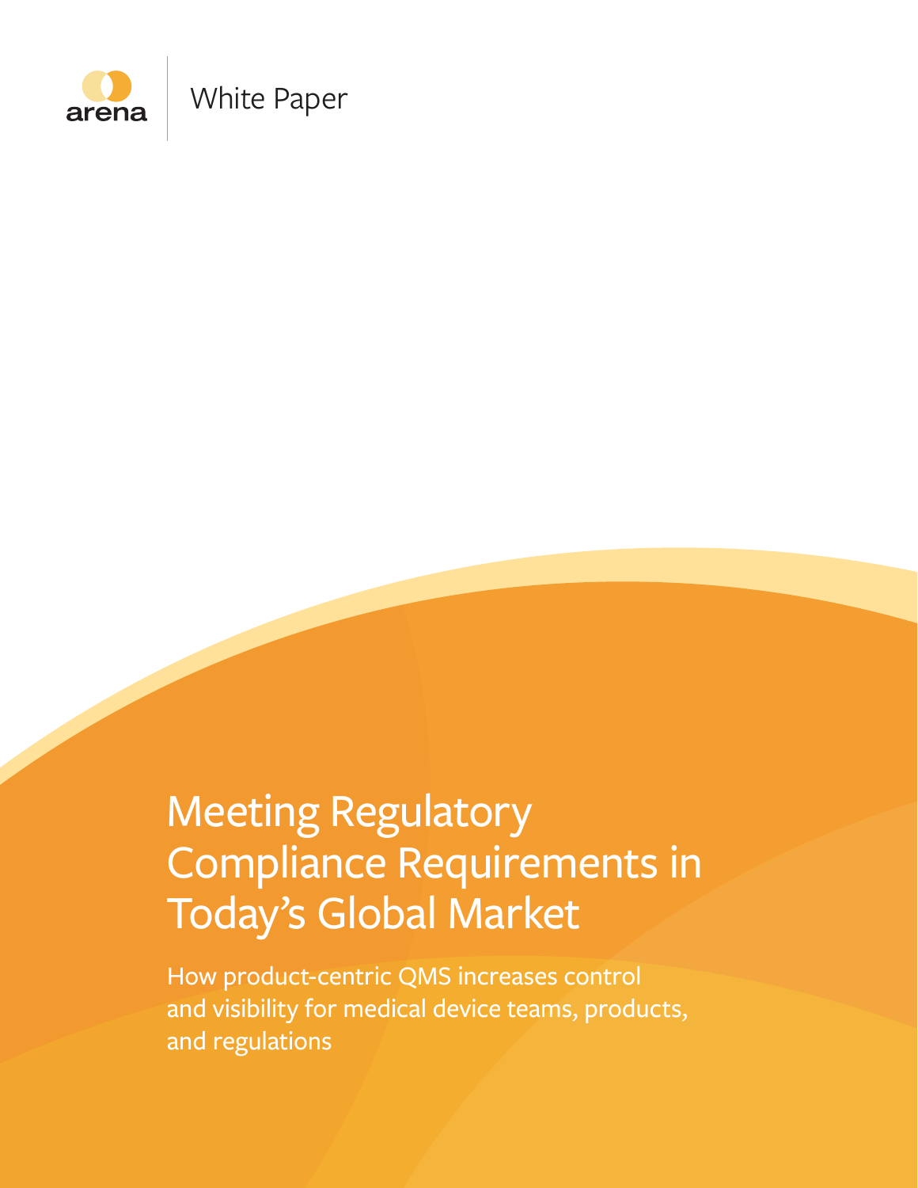arena

White Paper

# Meeting Regulatory Compliance Requirements in Today's Global Market

How product-centric QMS increases control and visibility for medical device teams, products, and regulations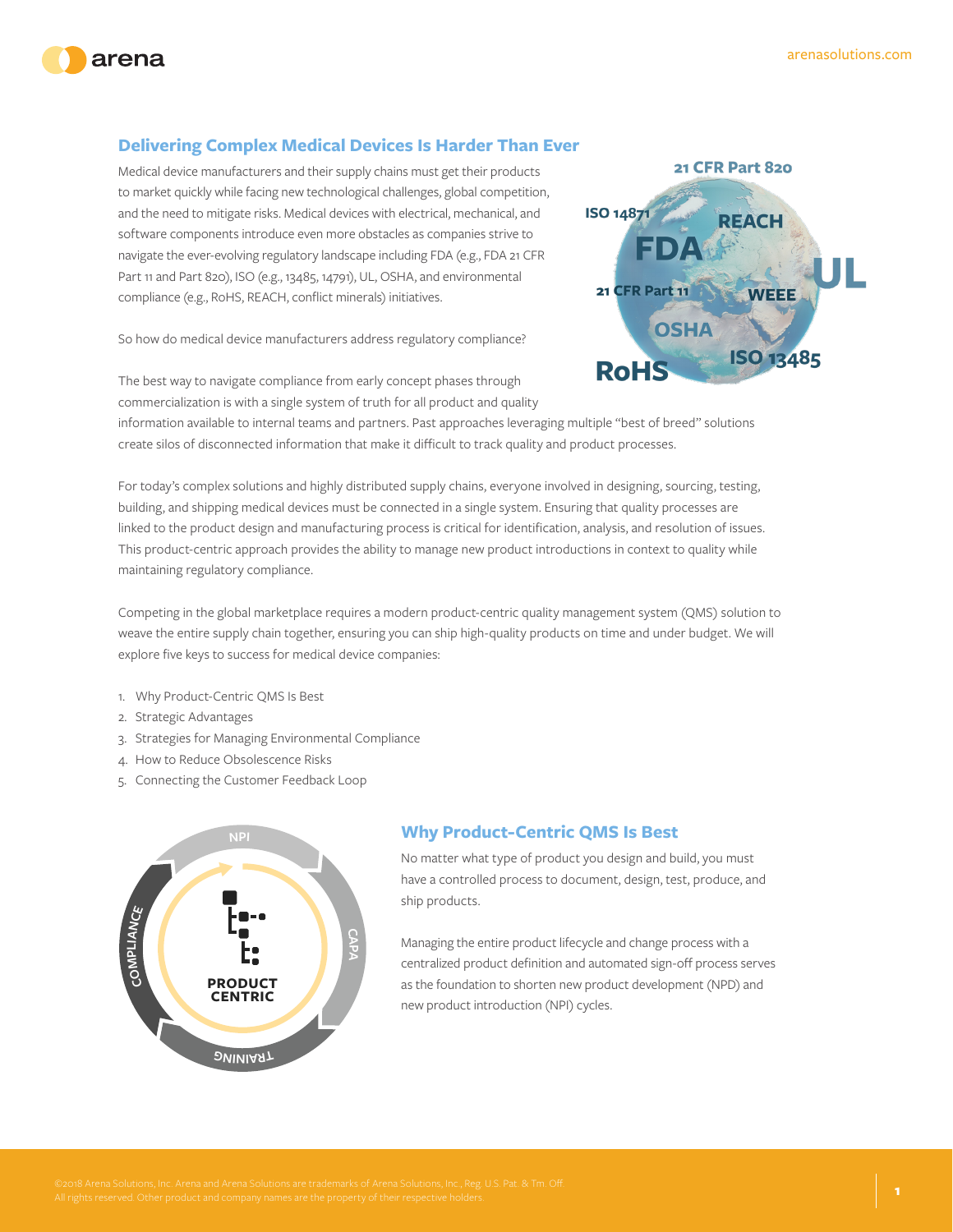## Delivering Complex Medical Devices Is Harder Than Ever

Medical device manufacturers and their supply chains must get their products to market quickly while facing new technological challenges, global competition, and the need to mitigate risks. Medical devices with electrical, mechanical, and software components introduce even more obstacles as companies strive to navigate the ever-evolving regulatory landscape including FDA (e.g., FDA 21 CFR Part 11 and Part 820), ISO (e.g., 13485, 14791), UL, OSHA, and environmental compliance (e.g., RoHS, REACH, conflict minerals) initiatives.

So how do medical device manufacturers address regulatory compliance?

The best way to navigate compliance from early concept phases through commercialization is with a single system of truth for all product and quality information available to internal teams and partners. Past approaches leveraging multiple "best of breed" solutions create silos of disconnected information that make it difficult to track quality and product processes.

For today's complex solutions and highly distributed supply chains, everyone involved in designing, sourcing, testing, building, and shipping medical devices must be connected in a single system. Ensuring that quality processes are linked to the product design and manufacturing process is critical for identification, analysis, and resolution of issues. This product-centric approach provides the ability to manage new product introductions in context to quality while maintaining regulatory compliance.

Competing in the global marketplace requires a modern product-centric quality management system (QMS) solution to weave the entire supply chain together, ensuring you can ship high-quality products on time and under budget. We will explore five keys to success for medical device companies:

1. Why Product-Centric QMS Is Best
2. Strategic Advantages
3. Strategies for Managing Environmental Compliance
4. How to Reduce Obsolescence Risks
5. Connecting the Customer Feedback Loop

## Why Product-Centric QMS Is Best

No matter what type of product you design and build, you must have a controlled process to document, design, test, produce, and ship products.

Managing the entire product lifecycle and change process with a centralized product definition and automated sign-off process serves as the foundation to shorten new product development (NPD) and new product introduction (NPI) cycles.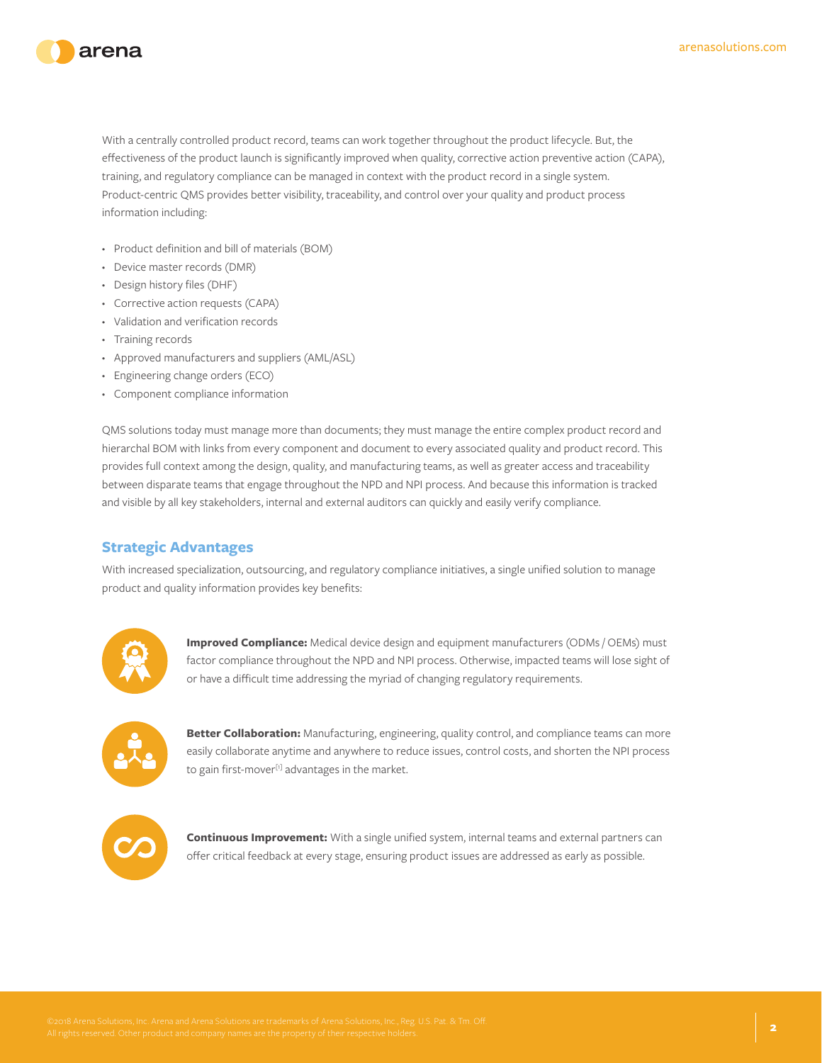With a centrally controlled product record, teams can work together throughout the product lifecycle. But, the effectiveness of the product launch is significantly improved when quality, corrective action preventive action (CAPA), training, and regulatory compliance can be managed in context with the product record in a single system. Product-centric QMS provides better visibility, traceability, and control over your quality and product process information including:

- Product definition and bill of materials (BOM)
- Device master records (DMR)
- Design history files (DHF)
- Corrective action requests (CAPA)
- Validation and verification records
- Training records
- Approved manufacturers and suppliers (AML/ASL)
- Engineering change orders (ECO)
- Component compliance information

QMS solutions today must manage more than documents; they must manage the entire complex product record and hierarchal BOM with links from every component and document to every associated quality and product record. This provides full context among the design, quality, and manufacturing teams, as well as greater access and traceability between disparate teams that engage throughout the NPD and NPI process. And because this information is tracked and visible by all key stakeholders, internal and external auditors can quickly and easily verify compliance.

## Strategic Advantages

With increased specialization, outsourcing, and regulatory compliance initiatives, a single unified solution to manage product and quality information provides key benefits:

**Improved Compliance:** Medical device design and equipment manufacturers (ODMs / OEMs) must factor compliance throughout the NPD and NPI process. Otherwise, impacted teams will lose sight of or have a difficult time addressing the myriad of changing regulatory requirements.

**Better Collaboration:** Manufacturing, engineering, quality control, and compliance teams can more easily collaborate anytime and anywhere to reduce issues, control costs, and shorten the NPI process to gain first-mover[1] advantages in the market.

**Continuous Improvement:** With a single unified system, internal teams and external partners can offer critical feedback at every stage, ensuring product issues are addressed as early as possible.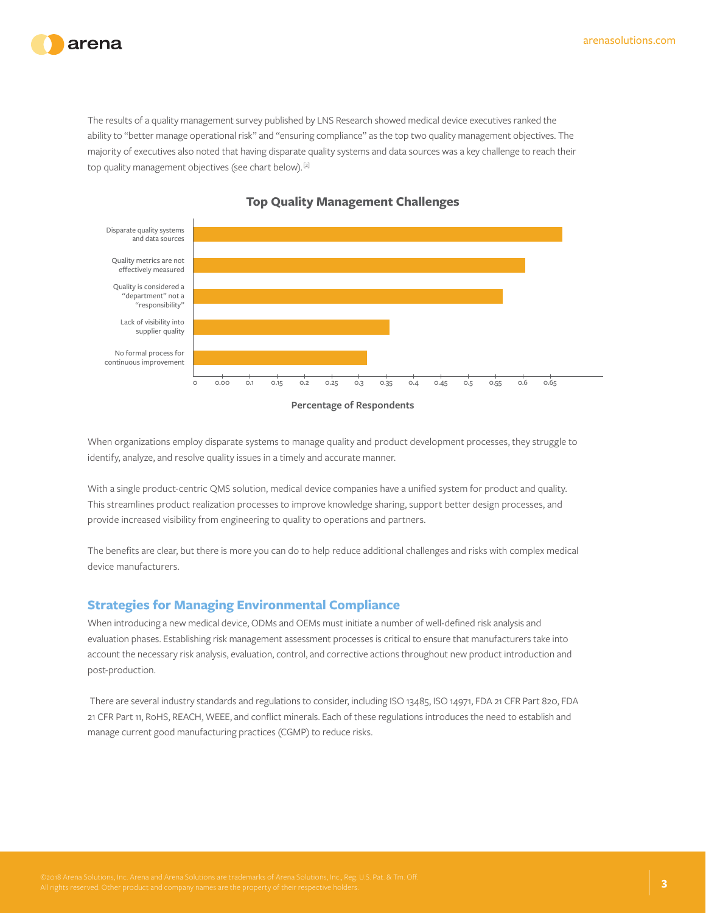The results of a quality management survey published by LNS Research showed medical device executives ranked the ability to "better manage operational risk" and "ensuring compliance" as the top two quality management objectives. The majority of executives also noted that having disparate quality systems and data sources was a key challenge to reach their top quality management objectives (see chart below).[2]

**Top Quality Management Challenges**

- Disparate quality systems and data sources
- Quality metrics are not effectively measured
- Quality is considered a "department" not a "responsibility"
- Lack of visibility into supplier quality
- No formal process for continuous improvement

0 0.00 0.1 0.15 0.2 0.25 0.3 0.35 0.4 0.45 0.5 0.55 0.6 0.65

**Percentage of Respondents**

When organizations employ disparate systems to manage quality and product development processes, they struggle to identify, analyze, and resolve quality issues in a timely and accurate manner.

With a single product-centric QMS solution, medical device companies have a unified system for product and quality. This streamlines product realization processes to improve knowledge sharing, support better design processes, and provide increased visibility from engineering to quality to operations and partners.

The benefits are clear, but there is more you can do to help reduce additional challenges and risks with complex medical device manufacturers.

## Strategies for Managing Environmental Compliance

When introducing a new medical device, ODMs and OEMs must initiate a number of well-defined risk analysis and evaluation phases. Establishing risk management assessment processes is critical to ensure that manufacturers take into account the necessary risk analysis, evaluation, control, and corrective actions throughout new product introduction and post-production.

There are several industry standards and regulations to consider, including ISO 13485, ISO 14971, FDA 21 CFR Part 820, FDA 21 CFR Part 11, RoHS, REACH, WEEE, and conflict minerals. Each of these regulations introduces the need to establish and manage current good manufacturing practices (CGMP) to reduce risks.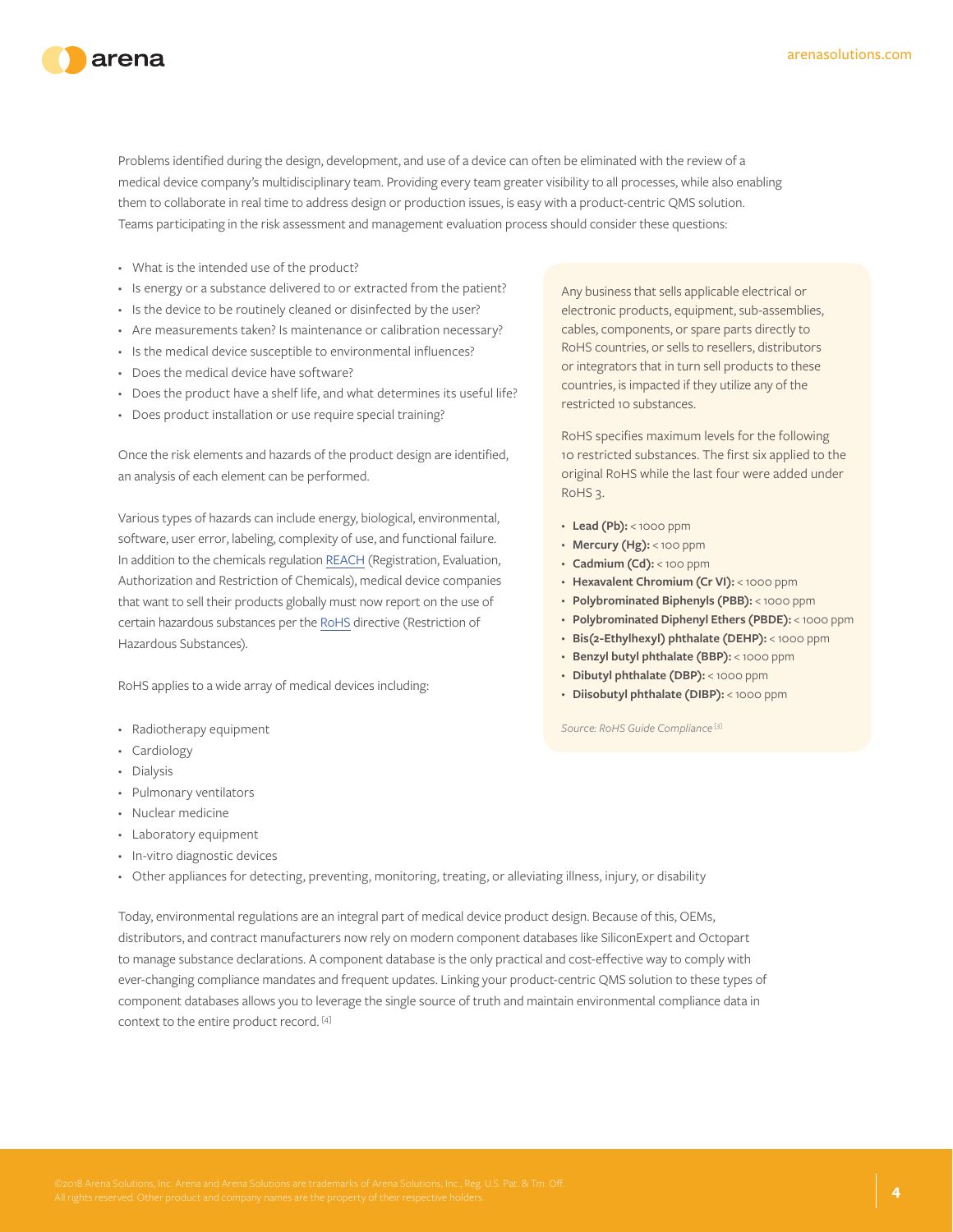Problems identified during the design, development, and use of a device can often be eliminated with the review of a medical device company's multidisciplinary team. Providing every team greater visibility to all processes, while also enabling them to collaborate in real time to address design or production issues, is easy with a product-centric QMS solution. Teams participating in the risk assessment and management evaluation process should consider these questions:

- What is the intended use of the product?
- Is energy or a substance delivered to or extracted from the patient?
- Is the device to be routinely cleaned or disinfected by the user?
- Are measurements taken? Is maintenance or calibration necessary?
- Is the medical device susceptible to environmental influences?
- Does the medical device have software?
- Does the product have a shelf life, and what determines its useful life?
- Does product installation or use require special training?

Once the risk elements and hazards of the product design are identified, an analysis of each element can be performed.

Various types of hazards can include energy, biological, environmental, software, user error, labeling, complexity of use, and functional failure. In addition to the chemicals regulation REACH (Registration, Evaluation, Authorization and Restriction of Chemicals), medical device companies that want to sell their products globally must now report on the use of certain hazardous substances per the RoHS directive (Restriction of Hazardous Substances).

RoHS applies to a wide array of medical devices including:

- Radiotherapy equipment
- Cardiology
- Dialysis
- Pulmonary ventilators
- Nuclear medicine
- Laboratory equipment
- In-vitro diagnostic devices
- Other appliances for detecting, preventing, monitoring, treating, or alleviating illness, injury, or disability

Any business that sells applicable electrical or electronic products, equipment, sub-assemblies, cables, components, or spare parts directly to RoHS countries, or sells to resellers, distributors or integrators that in turn sell products to these countries, is impacted if they utilize any of the restricted 10 substances.

RoHS specifies maximum levels for the following 10 restricted substances. The first six applied to the original RoHS while the last four were added under RoHS 3.

- **Lead (Pb):** < 1000 ppm
- **Mercury (Hg):** < 100 ppm
- **Cadmium (Cd):** < 100 ppm
- **Hexavalent Chromium (Cr VI):** < 1000 ppm
- **Polybrominated Biphenyls (PBB):** < 1000 ppm
- **Polybrominated Diphenyl Ethers (PBDE):** < 1000 ppm
- **Bis(2-Ethylhexyl) phthalate (DEHP):** < 1000 ppm
- **Benzyl butyl phthalate (BBP):** < 1000 ppm
- **Dibutyl phthalate (DBP):** < 1000 ppm
- **Diisobutyl phthalate (DIBP):** < 1000 ppm

*Source: RoHS Guide Compliance* [3]

Today, environmental regulations are an integral part of medical device product design. Because of this, OEMs, distributors, and contract manufacturers now rely on modern component databases like SiliconExpert and Octopart to manage substance declarations. A component database is the only practical and cost-effective way to comply with ever-changing compliance mandates and frequent updates. Linking your product-centric QMS solution to these types of component databases allows you to leverage the single source of truth and maintain environmental compliance data in context to the entire product record. [4]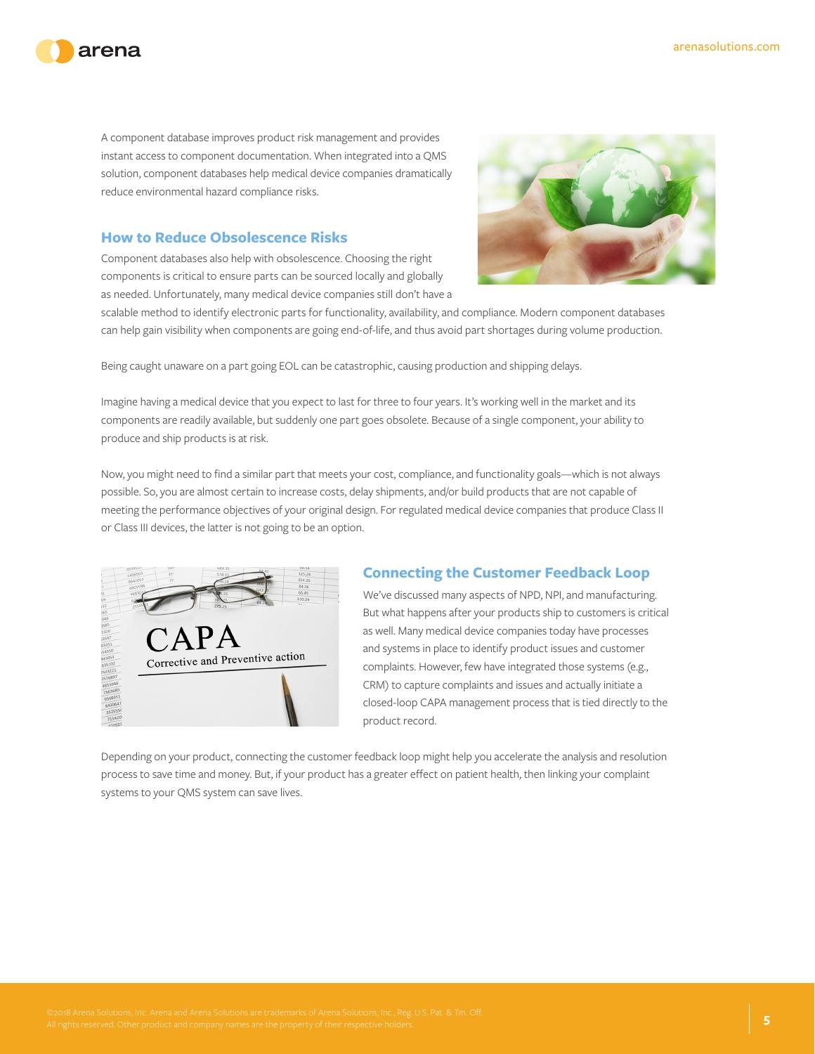A component database improves product risk management and provides instant access to component documentation. When integrated into a QMS solution, component databases help medical device companies dramatically reduce environmental hazard compliance risks.

## How to Reduce Obsolescence Risks

Component databases also help with obsolescence. Choosing the right components is critical to ensure parts can be sourced locally and globally as needed. Unfortunately, many medical device companies still don't have a scalable method to identify electronic parts for functionality, availability, and compliance. Modern component databases can help gain visibility when components are going end-of-life, and thus avoid part shortages during volume production.

Being caught unaware on a part going EOL can be catastrophic, causing production and shipping delays.

Imagine having a medical device that you expect to last for three to four years. It's working well in the market and its components are readily available, but suddenly one part goes obsolete. Because of a single component, your ability to produce and ship products is at risk.

Now, you might need to find a similar part that meets your cost, compliance, and functionality goals—which is not always possible. So, you are almost certain to increase costs, delay shipments, and/or build products that are not capable of meeting the performance objectives of your original design. For regulated medical device companies that produce Class II or Class III devices, the latter is not going to be an option.

## Connecting the Customer Feedback Loop

We've discussed many aspects of NPD, NPI, and manufacturing. But what happens after your products ship to customers is critical as well. Many medical device companies today have processes and systems in place to identify product issues and customer complaints. However, few have integrated those systems (e.g., CRM) to capture complaints and issues and actually initiate a closed-loop CAPA management process that is tied directly to the product record.

Depending on your product, connecting the customer feedback loop might help you accelerate the analysis and resolution process to save time and money. But, if your product has a greater effect on patient health, then linking your complaint systems to your QMS system can save lives.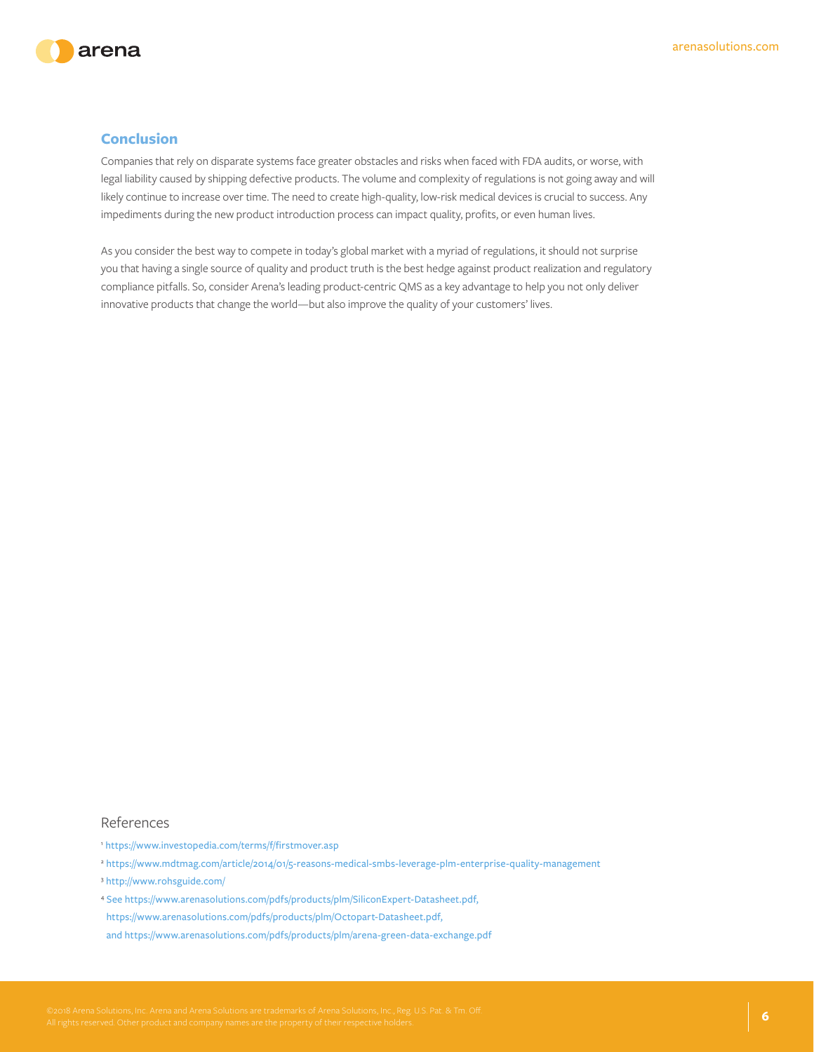## Conclusion

Companies that rely on disparate systems face greater obstacles and risks when faced with FDA audits, or worse, with legal liability caused by shipping defective products. The volume and complexity of regulations is not going away and will likely continue to increase over time. The need to create high-quality, low-risk medical devices is crucial to success. Any impediments during the new product introduction process can impact quality, profits, or even human lives.

As you consider the best way to compete in today's global market with a myriad of regulations, it should not surprise you that having a single source of quality and product truth is the best hedge against product realization and regulatory compliance pitfalls. So, consider Arena's leading product-centric QMS as a key advantage to help you not only deliver innovative products that change the world—but also improve the quality of your customers' lives.

### References

[1] https://www.investopedia.com/terms/f/firstmover.asp

[2] https://www.mdtmag.com/article/2014/01/5-reasons-medical-smbs-leverage-plm-enterprise-quality-management

[3] http://www.rohsguide.com/

[4] See https://www.arenasolutions.com/pdfs/products/plm/SiliconExpert-Datasheet.pdf, https://www.arenasolutions.com/pdfs/products/plm/Octopart-Datasheet.pdf, and https://www.arenasolutions.com/pdfs/products/plm/arena-green-data-exchange.pdf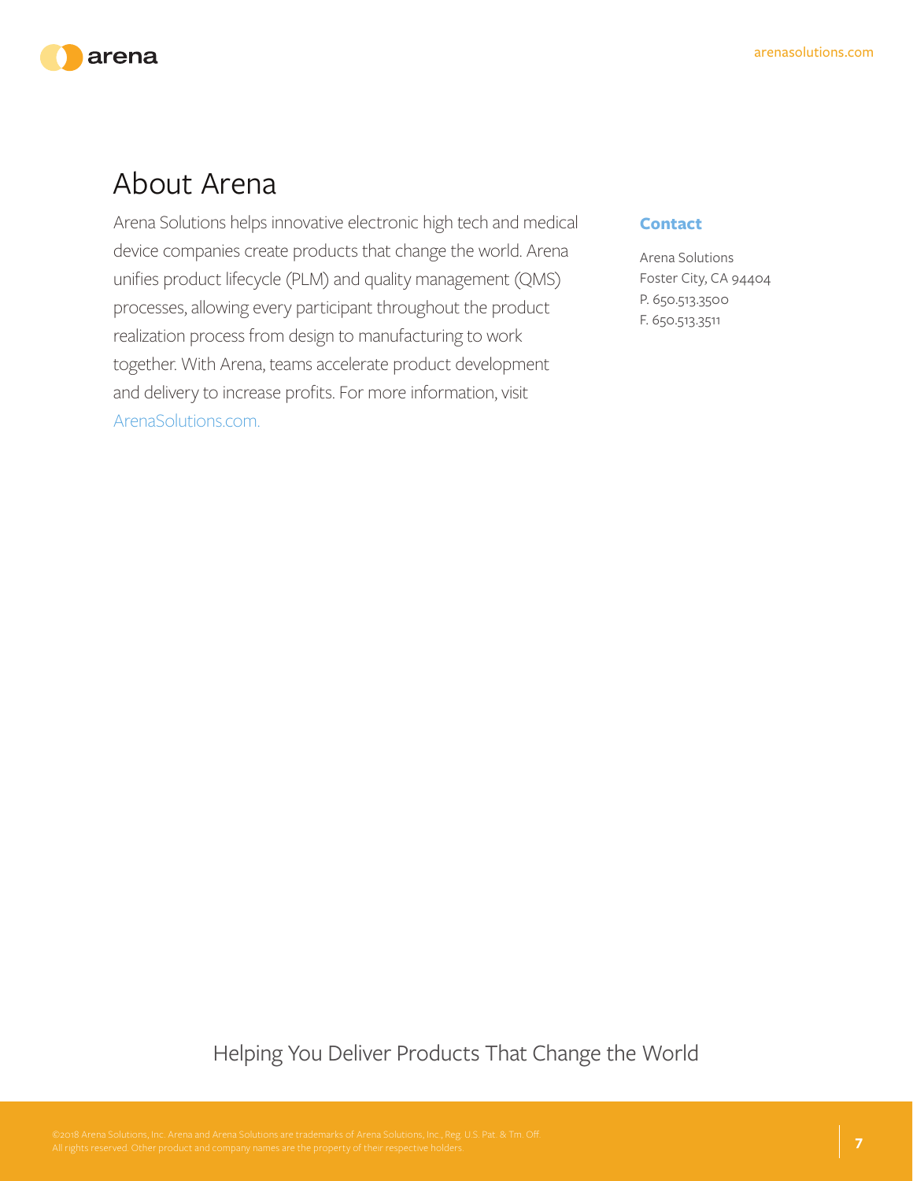## About Arena

Arena Solutions helps innovative electronic high tech and medical device companies create products that change the world. Arena unifies product lifecycle (PLM) and quality management (QMS) processes, allowing every participant throughout the product realization process from design to manufacturing to work together. With Arena, teams accelerate product development and delivery to increase profits. For more information, visit ArenaSolutions.com.

**Contact**

Arena Solutions
Foster City, CA 94404
P. 650.513.3500
F. 650.513.3511

Helping You Deliver Products That Change the World

©2018 Arena Solutions, Inc. Arena and Arena Solutions are trademarks of Arena Solutions, Inc., Reg. U.S. Pat. & Tm. Off. All rights reserved. Other product and company names are the property of their respective holders.